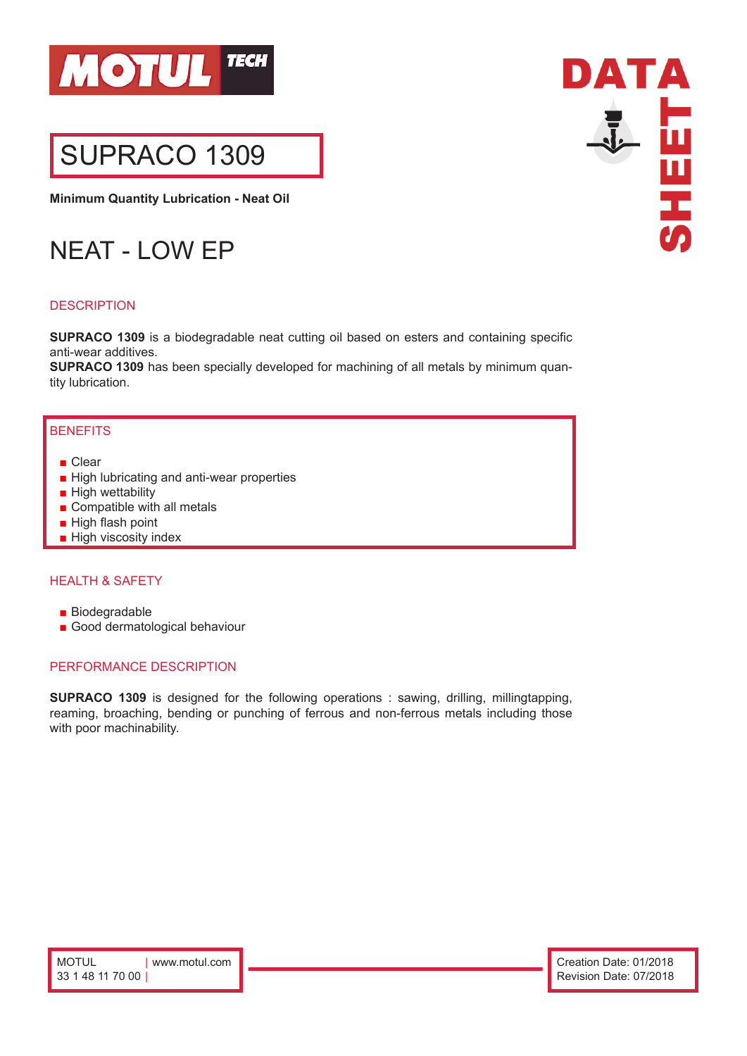MOTUL TECH

DATA SHEET

# SUPRACO 1309

**Minimum Quantity Lubrication - Neat Oil**

## NEAT - LOW EP

### DESCRIPTION

**SUPRACO 1309** is a biodegradable neat cutting oil based on esters and containing specific anti-wear additives.
**SUPRACO 1309** has been specially developed for machining of all metals by minimum quantity lubrication.

### BENEFITS

- Clear
- High lubricating and anti-wear properties
- High wettability
- Compatible with all metals
- High flash point
- High viscosity index

### HEALTH & SAFETY

- Biodegradable
- Good dermatological behaviour

### PERFORMANCE DESCRIPTION

**SUPRACO 1309** is designed for the following operations : sawing, drilling, millingtapping, reaming, broaching, bending or punching of ferrous and non-ferrous metals including those with poor machinability.

MOTUL | www.motul.com
33 1 48 11 70 00 |

Creation Date: 01/2018
Revision Date: 07/2018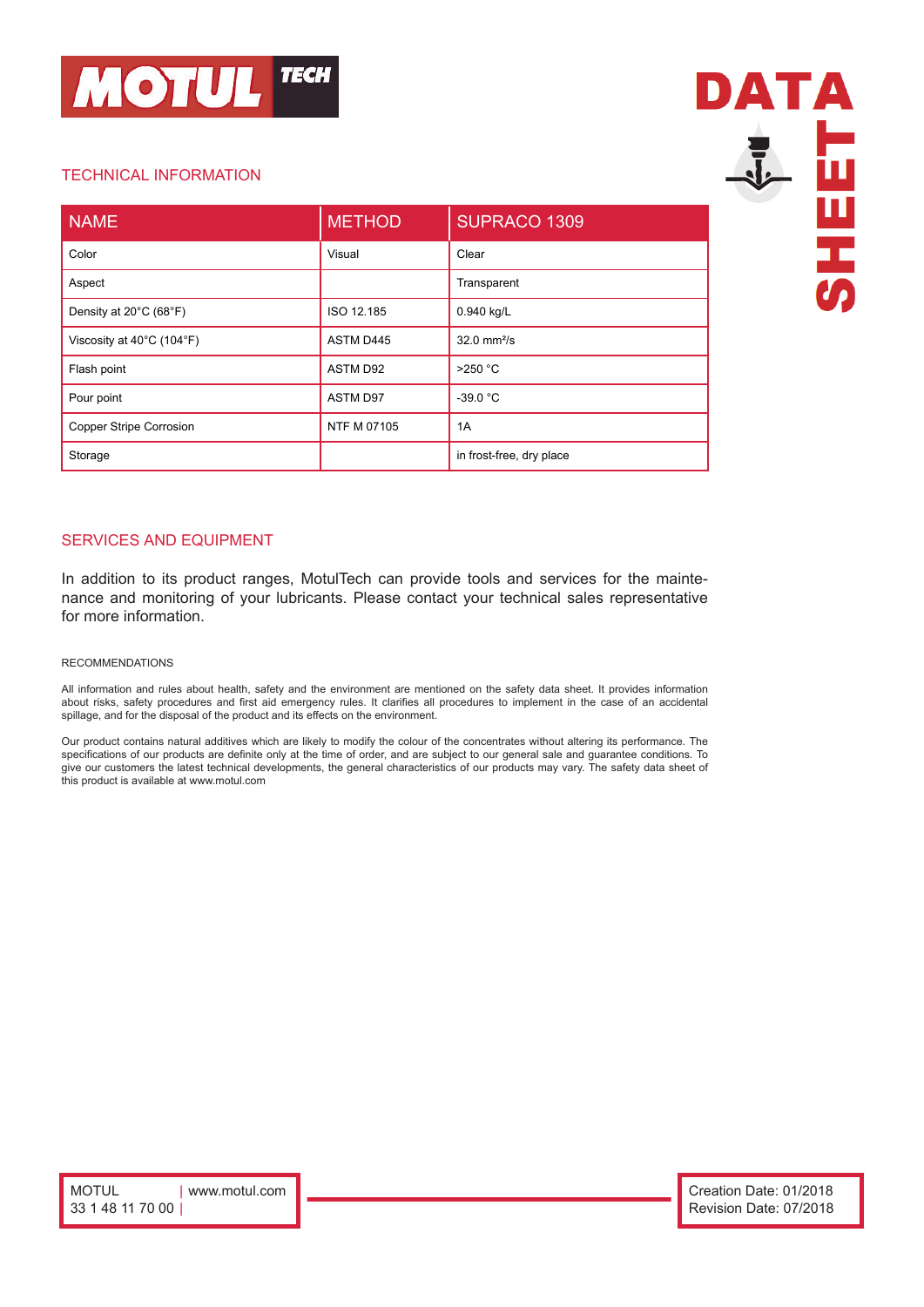## TECHNICAL INFORMATION

| NAME | METHOD | SUPRACO 1309 |
|---|---|---|
| Color | Visual | Clear |
| Aspect | | Transparent |
| Density at 20°C (68°F) | ISO 12.185 | 0.940 kg/L |
| Viscosity at 40°C (104°F) | ASTM D445 | 32.0 mm²/s |
| Flash point | ASTM D92 | >250 °C |
| Pour point | ASTM D97 | -39.0 °C |
| Copper Stripe Corrosion | NTF M 07105 | 1A |
| Storage | | in frost-free, dry place |

## SERVICES AND EQUIPMENT

In addition to its product ranges, MotulTech can provide tools and services for the maintenance and monitoring of your lubricants. Please contact your technical sales representative for more information.

RECOMMENDATIONS

All information and rules about health, safety and the environment are mentioned on the safety data sheet. It provides information about risks, safety procedures and first aid emergency rules. It clarifies all procedures to implement in the case of an accidental spillage, and for the disposal of the product and its effects on the environment.

Our product contains natural additives which are likely to modify the colour of the concentrates without altering its performance. The specifications of our products are definite only at the time of order, and are subject to our general sale and guarantee conditions. To give our customers the latest technical developments, the general characteristics of our products may vary. The safety data sheet of this product is available at www.motul.com

MOTUL | www.motul.com
33 1 48 11 70 00 |

Creation Date: 01/2018
Revision Date: 07/2018